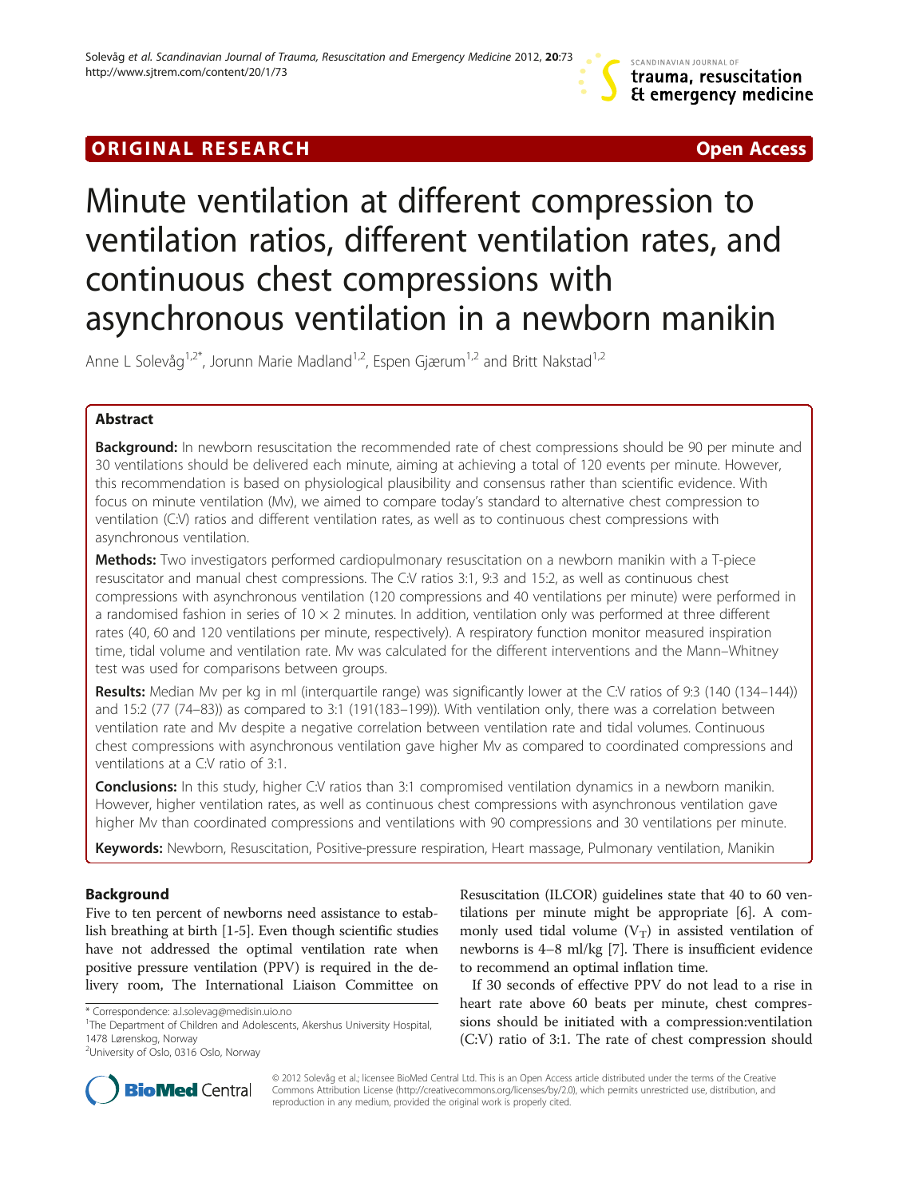ORIGINAL RESEARCH **Open Access**

# Minute ventilation at different compression to ventilation ratios, different ventilation rates, and continuous chest compressions with asynchronous ventilation in a newborn manikin

Anne L Solevåg[1,2*], Jorunn Marie Madland[1,2], Espen Gjærum[1,2] and Britt Nakstad[1,2]

## Abstract

**Background:** In newborn resuscitation the recommended rate of chest compressions should be 90 per minute and 30 ventilations should be delivered each minute, aiming at achieving a total of 120 events per minute. However, this recommendation is based on physiological plausibility and consensus rather than scientific evidence. With focus on minute ventilation (Mv), we aimed to compare today's standard to alternative chest compression to ventilation (C:V) ratios and different ventilation rates, as well as to continuous chest compressions with asynchronous ventilation.

**Methods:** Two investigators performed cardiopulmonary resuscitation on a newborn manikin with a T-piece resuscitator and manual chest compressions. The C:V ratios 3:1, 9:3 and 15:2, as well as continuous chest compressions with asynchronous ventilation (120 compressions and 40 ventilations per minute) were performed in a randomised fashion in series of 10 × 2 minutes. In addition, ventilation only was performed at three different rates (40, 60 and 120 ventilations per minute, respectively). A respiratory function monitor measured inspiration time, tidal volume and ventilation rate. Mv was calculated for the different interventions and the Mann–Whitney test was used for comparisons between groups.

**Results:** Median Mv per kg in ml (interquartile range) was significantly lower at the C:V ratios of 9:3 (140 (134–144)) and 15:2 (77 (74–83)) as compared to 3:1 (191(183–199)). With ventilation only, there was a correlation between ventilation rate and Mv despite a negative correlation between ventilation rate and tidal volumes. Continuous chest compressions with asynchronous ventilation gave higher Mv as compared to coordinated compressions and ventilations at a C:V ratio of 3:1.

**Conclusions:** In this study, higher C:V ratios than 3:1 compromised ventilation dynamics in a newborn manikin. However, higher ventilation rates, as well as continuous chest compressions with asynchronous ventilation gave higher Mv than coordinated compressions and ventilations with 90 compressions and 30 ventilations per minute.

**Keywords:** Newborn, Resuscitation, Positive-pressure respiration, Heart massage, Pulmonary ventilation, Manikin

## Background

Five to ten percent of newborns need assistance to establish breathing at birth [1-5]. Even though scientific studies have not addressed the optimal ventilation rate when positive pressure ventilation (PPV) is required in the delivery room, The International Liaison Committee on Resuscitation (ILCOR) guidelines state that 40 to 60 ventilations per minute might be appropriate [6]. A commonly used tidal volume ($V_T$) in assisted ventilation of newborns is 4–8 ml/kg [7]. There is insufficient evidence to recommend an optimal inflation time.

If 30 seconds of effective PPV do not lead to a rise in heart rate above 60 beats per minute, chest compressions should be initiated with a compression:ventilation (C:V) ratio of 3:1. The rate of chest compression should

\* Correspondence: a.l.solevag@medisin.uio.no
[1]The Department of Children and Adolescents, Akershus University Hospital, 1478 Lørenskog, Norway
[2]University of Oslo, 0316 Oslo, Norway

© 2012 Solevåg et al.; licensee BioMed Central Ltd. This is an Open Access article distributed under the terms of the Creative Commons Attribution License (http://creativecommons.org/licenses/by/2.0), which permits unrestricted use, distribution, and reproduction in any medium, provided the original work is properly cited.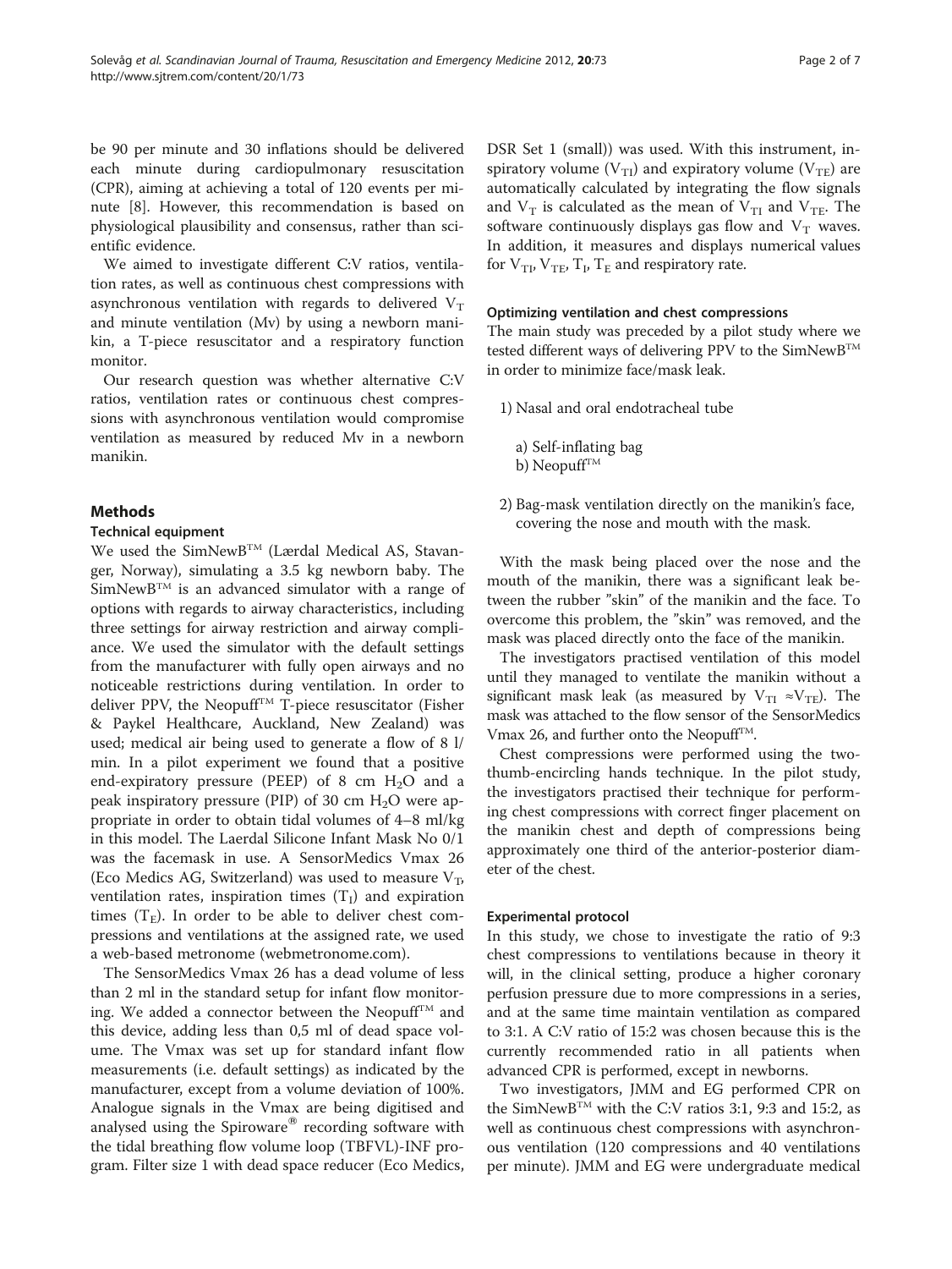be 90 per minute and 30 inflations should be delivered each minute during cardiopulmonary resuscitation (CPR), aiming at achieving a total of 120 events per minute [8]. However, this recommendation is based on physiological plausibility and consensus, rather than scientific evidence.

We aimed to investigate different C:V ratios, ventilation rates, as well as continuous chest compressions with asynchronous ventilation with regards to delivered $V_T$ and minute ventilation (Mv) by using a newborn manikin, a T-piece resuscitator and a respiratory function monitor.

Our research question was whether alternative C:V ratios, ventilation rates or continuous chest compressions with asynchronous ventilation would compromise ventilation as measured by reduced Mv in a newborn manikin.

## Methods

### Technical equipment

We used the SimNewB™ (Lærdal Medical AS, Stavanger, Norway), simulating a 3.5 kg newborn baby. The SimNewB™ is an advanced simulator with a range of options with regards to airway characteristics, including three settings for airway restriction and airway compliance. We used the simulator with the default settings from the manufacturer with fully open airways and no noticeable restrictions during ventilation. In order to deliver PPV, the Neopuff™ T-piece resuscitator (Fisher & Paykel Healthcare, Auckland, New Zealand) was used; medical air being used to generate a flow of 8 l/min. In a pilot experiment we found that a positive end-expiratory pressure (PEEP) of 8 cm $H_2O$ and a peak inspiratory pressure (PIP) of 30 cm $H_2O$ were appropriate in order to obtain tidal volumes of 4–8 ml/kg in this model. The Laerdal Silicone Infant Mask No 0/1 was the facemask in use. A SensorMedics Vmax 26 (Eco Medics AG, Switzerland) was used to measure $V_T$, ventilation rates, inspiration times ($T_I$) and expiration times ($T_E$). In order to be able to deliver chest compressions and ventilations at the assigned rate, we used a web-based metronome (webmetronome.com).

The SensorMedics Vmax 26 has a dead volume of less than 2 ml in the standard setup for infant flow monitoring. We added a connector between the Neopuff™ and this device, adding less than 0,5 ml of dead space volume. The Vmax was set up for standard infant flow measurements (i.e. default settings) as indicated by the manufacturer, except from a volume deviation of 100%. Analogue signals in the Vmax are being digitised and analysed using the Spiroware® recording software with the tidal breathing flow volume loop (TBFVL)-INF program. Filter size 1 with dead space reducer (Eco Medics, DSR Set 1 (small)) was used. With this instrument, inspiratory volume ($V_{TI}$) and expiratory volume ($V_{TE}$) are automatically calculated by integrating the flow signals and $V_T$ is calculated as the mean of $V_{TI}$ and $V_{TE}$. The software continuously displays gas flow and $V_T$ waves. In addition, it measures and displays numerical values for $V_{TI}$, $V_{TE}$, $T_I$, $T_E$ and respiratory rate.

### Optimizing ventilation and chest compressions

The main study was preceded by a pilot study where we tested different ways of delivering PPV to the SimNewB™ in order to minimize face/mask leak.

1) Nasal and oral endotracheal tube

   a) Self-inflating bag
   b) Neopuff™

2) Bag-mask ventilation directly on the manikin's face, covering the nose and mouth with the mask.

With the mask being placed over the nose and the mouth of the manikin, there was a significant leak between the rubber "skin" of the manikin and the face. To overcome this problem, the "skin" was removed, and the mask was placed directly onto the face of the manikin.

The investigators practised ventilation of this model until they managed to ventilate the manikin without a significant mask leak (as measured by $V_{TI} \approx V_{TE}$). The mask was attached to the flow sensor of the SensorMedics Vmax 26, and further onto the Neopuff™.

Chest compressions were performed using the two-thumb-encircling hands technique. In the pilot study, the investigators practised their technique for performing chest compressions with correct finger placement on the manikin chest and depth of compressions being approximately one third of the anterior-posterior diameter of the chest.

### Experimental protocol

In this study, we chose to investigate the ratio of 9:3 chest compressions to ventilations because in theory it will, in the clinical setting, produce a higher coronary perfusion pressure due to more compressions in a series, and at the same time maintain ventilation as compared to 3:1. A C:V ratio of 15:2 was chosen because this is the currently recommended ratio in all patients when advanced CPR is performed, except in newborns.

Two investigators, JMM and EG performed CPR on the SimNewB™ with the C:V ratios 3:1, 9:3 and 15:2, as well as continuous chest compressions with asynchronous ventilation (120 compressions and 40 ventilations per minute). JMM and EG were undergraduate medical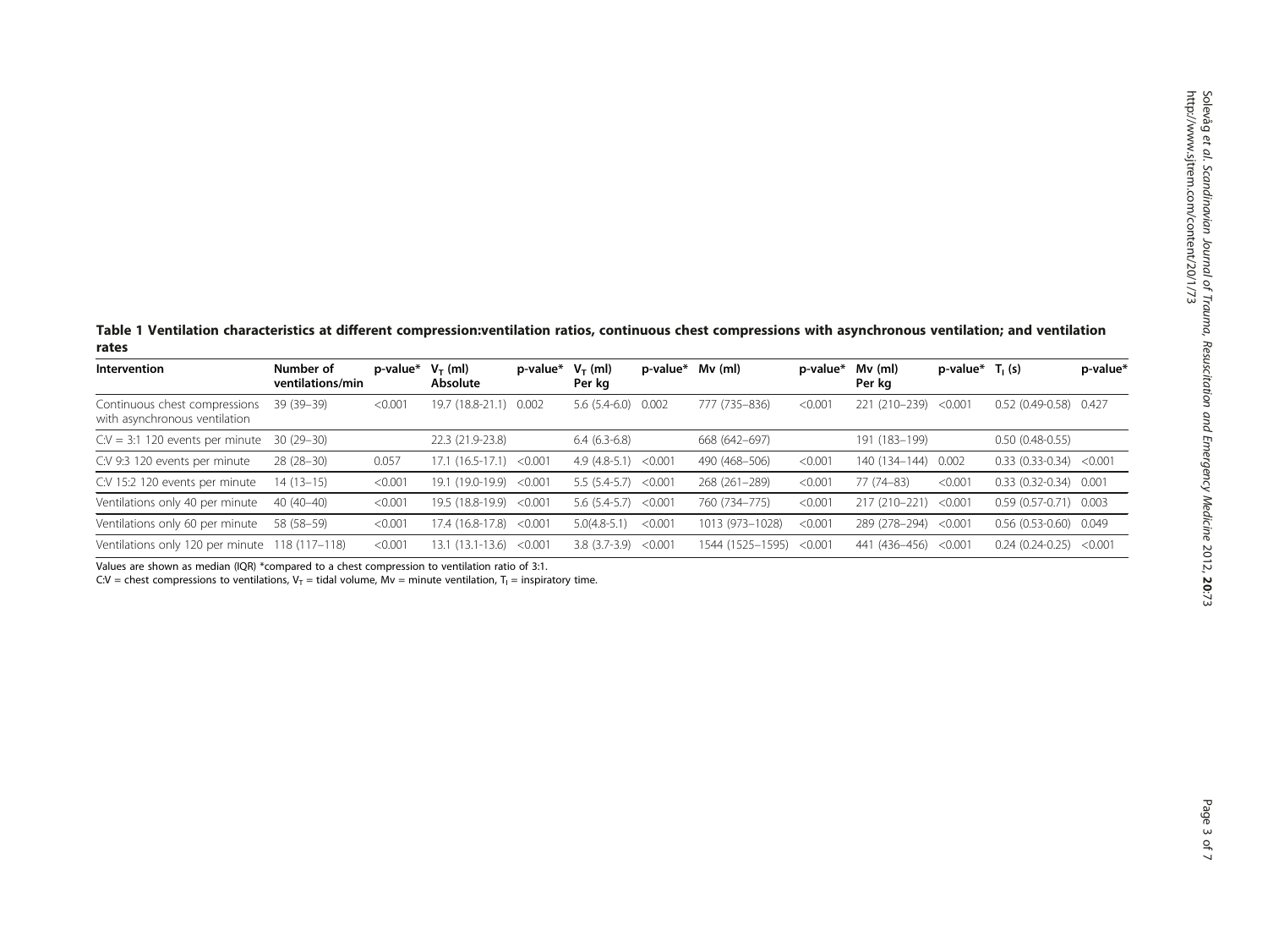**Table 1 Ventilation characteristics at different compression:ventilation ratios, continuous chest compressions with asynchronous ventilation; and ventilation rates**

| Intervention | Number of ventilations/min | p-value* | $V_T$ (ml) Absolute | p-value* | $V_T$ (ml) Per kg | p-value* | Mv (ml) | p-value* | Mv (ml) Per kg | p-value* | $T_I$ (s) | p-value* |
|---|---|---|---|---|---|---|---|---|---|---|---|---|
| Continuous chest compressions with asynchronous ventilation | 39 (39–39) | <0.001 | 19.7 (18.8-21.1) | 0.002 | 5.6 (5.4-6.0) | 0.002 | 777 (735–836) | <0.001 | 221 (210–239) | <0.001 | 0.52 (0.49-0.58) | 0.427 |
| C:V = 3:1 120 events per minute | 30 (29–30) | | 22.3 (21.9-23.8) | | 6.4 (6.3-6.8) | | 668 (642–697) | | 191 (183–199) | | 0.50 (0.48-0.55) | |
| C:V 9:3 120 events per minute | 28 (28–30) | 0.057 | 17.1 (16.5-17.1) | <0.001 | 4.9 (4.8-5.1) | <0.001 | 490 (468–506) | <0.001 | 140 (134–144) | 0.002 | 0.33 (0.33-0.34) | <0.001 |
| C:V 15:2 120 events per minute | 14 (13–15) | <0.001 | 19.1 (19.0-19.9) | <0.001 | 5.5 (5.4-5.7) | <0.001 | 268 (261–289) | <0.001 | 77 (74–83) | <0.001 | 0.33 (0.32-0.34) | 0.001 |
| Ventilations only 40 per minute | 40 (40–40) | <0.001 | 19.5 (18.8-19.9) | <0.001 | 5.6 (5.4-5.7) | <0.001 | 760 (734–775) | <0.001 | 217 (210–221) | <0.001 | 0.59 (0.57-0.71) | 0.003 |
| Ventilations only 60 per minute | 58 (58–59) | <0.001 | 17.4 (16.8-17.8) | <0.001 | 5.0(4.8-5.1) | <0.001 | 1013 (973–1028) | <0.001 | 289 (278–294) | <0.001 | 0.56 (0.53-0.60) | 0.049 |
| Ventilations only 120 per minute | 118 (117–118) | <0.001 | 13.1 (13.1-13.6) | <0.001 | 3.8 (3.7-3.9) | <0.001 | 1544 (1525–1595) | <0.001 | 441 (436–456) | <0.001 | 0.24 (0.24-0.25) | <0.001 |

Values are shown as median (IQR) *compared to a chest compression to ventilation ratio of 3:1.
C:V = chest compressions to ventilations, $V_T$ = tidal volume, Mv = minute ventilation, $T_I$ = inspiratory time.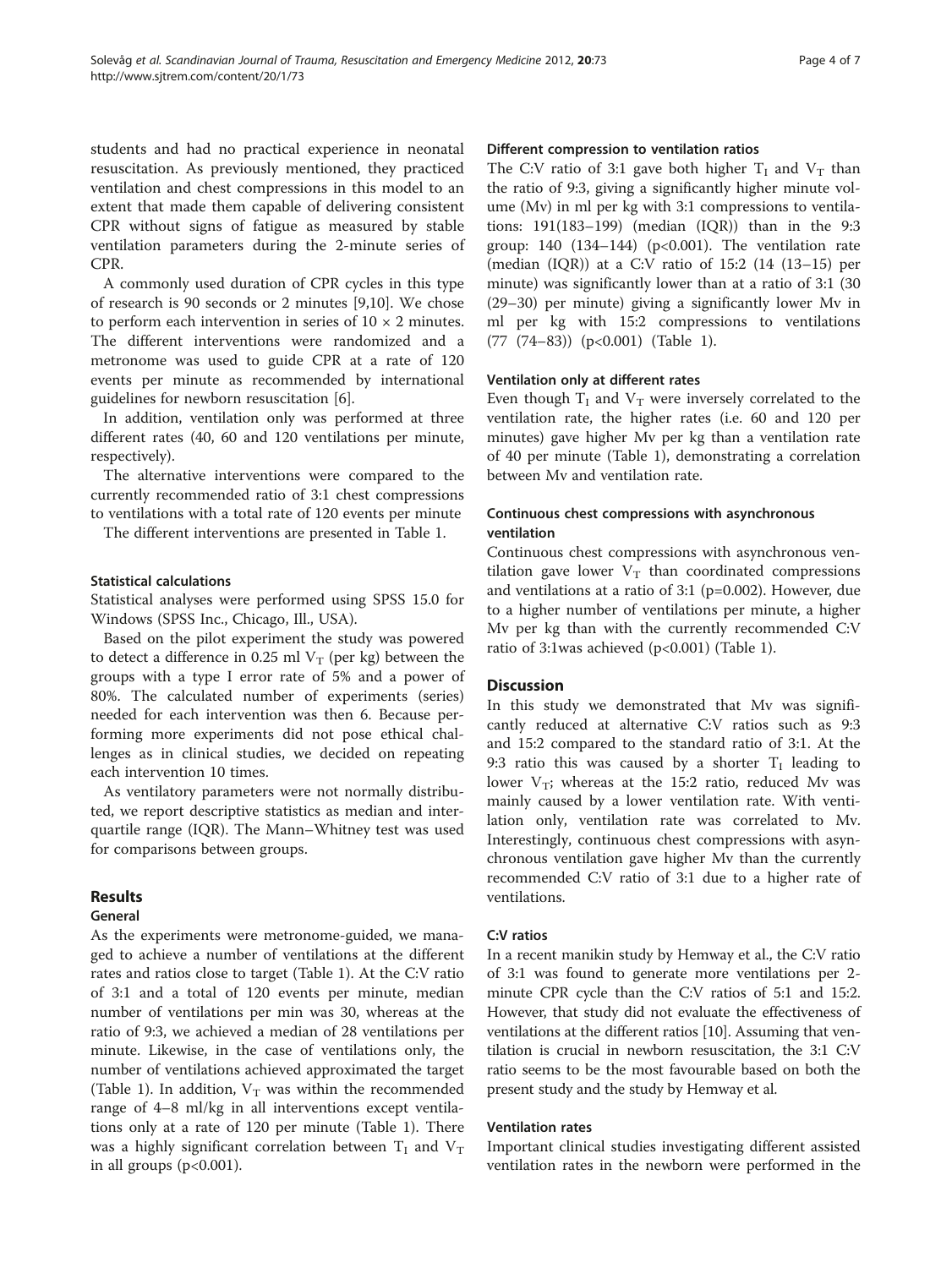students and had no practical experience in neonatal resuscitation. As previously mentioned, they practiced ventilation and chest compressions in this model to an extent that made them capable of delivering consistent CPR without signs of fatigue as measured by stable ventilation parameters during the 2-minute series of CPR.

A commonly used duration of CPR cycles in this type of research is 90 seconds or 2 minutes [9,10]. We chose to perform each intervention in series of 10 × 2 minutes. The different interventions were randomized and a metronome was used to guide CPR at a rate of 120 events per minute as recommended by international guidelines for newborn resuscitation [6].

In addition, ventilation only was performed at three different rates (40, 60 and 120 ventilations per minute, respectively).

The alternative interventions were compared to the currently recommended ratio of 3:1 chest compressions to ventilations with a total rate of 120 events per minute

The different interventions are presented in Table 1.

#### Statistical calculations

Statistical analyses were performed using SPSS 15.0 for Windows (SPSS Inc., Chicago, Ill., USA).

Based on the pilot experiment the study was powered to detect a difference in 0.25 ml $V_T$ (per kg) between the groups with a type I error rate of 5% and a power of 80%. The calculated number of experiments (series) needed for each intervention was then 6. Because performing more experiments did not pose ethical challenges as in clinical studies, we decided on repeating each intervention 10 times.

As ventilatory parameters were not normally distributed, we report descriptive statistics as median and interquartile range (IQR). The Mann–Whitney test was used for comparisons between groups.

## Results

#### General

As the experiments were metronome-guided, we managed to achieve a number of ventilations at the different rates and ratios close to target (Table 1). At the C:V ratio of 3:1 and a total of 120 events per minute, median number of ventilations per min was 30, whereas at the ratio of 9:3, we achieved a median of 28 ventilations per minute. Likewise, in the case of ventilations only, the number of ventilations achieved approximated the target (Table 1). In addition, $V_T$ was within the recommended range of 4–8 ml/kg in all interventions except ventilations only at a rate of 120 per minute (Table 1). There was a highly significant correlation between $T_I$ and $V_T$ in all groups ($p<0.001$).

#### Different compression to ventilation ratios

The C:V ratio of 3:1 gave both higher $T_I$ and $V_T$ than the ratio of 9:3, giving a significantly higher minute volume (Mv) in ml per kg with 3:1 compressions to ventilations: 191(183–199) (median (IQR)) than in the 9:3 group: 140 (134–144) ($p<0.001$). The ventilation rate (median (IQR)) at a C:V ratio of 15:2 (14 (13–15) per minute) was significantly lower than at a ratio of 3:1 (30 (29–30) per minute) giving a significantly lower Mv in ml per kg with 15:2 compressions to ventilations (77 (74–83)) ($p<0.001$) (Table 1).

#### Ventilation only at different rates

Even though $T_I$ and $V_T$ were inversely correlated to the ventilation rate, the higher rates (i.e. 60 and 120 per minutes) gave higher Mv per kg than a ventilation rate of 40 per minute (Table 1), demonstrating a correlation between Mv and ventilation rate.

#### Continuous chest compressions with asynchronous ventilation

Continuous chest compressions with asynchronous ventilation gave lower $V_T$ than coordinated compressions and ventilations at a ratio of 3:1 ($p=0.002$). However, due to a higher number of ventilations per minute, a higher Mv per kg than with the currently recommended C:V ratio of 3:1was achieved ($p<0.001$) (Table 1).

## Discussion

In this study we demonstrated that Mv was significantly reduced at alternative C:V ratios such as 9:3 and 15:2 compared to the standard ratio of 3:1. At the 9:3 ratio this was caused by a shorter $T_I$ leading to lower $V_T$; whereas at the 15:2 ratio, reduced Mv was mainly caused by a lower ventilation rate. With ventilation only, ventilation rate was correlated to Mv. Interestingly, continuous chest compressions with asynchronous ventilation gave higher Mv than the currently recommended C:V ratio of 3:1 due to a higher rate of ventilations.

#### C:V ratios

In a recent manikin study by Hemway et al., the C:V ratio of 3:1 was found to generate more ventilations per 2-minute CPR cycle than the C:V ratios of 5:1 and 15:2. However, that study did not evaluate the effectiveness of ventilations at the different ratios [10]. Assuming that ventilation is crucial in newborn resuscitation, the 3:1 C:V ratio seems to be the most favourable based on both the present study and the study by Hemway et al.

#### Ventilation rates

Important clinical studies investigating different assisted ventilation rates in the newborn were performed in the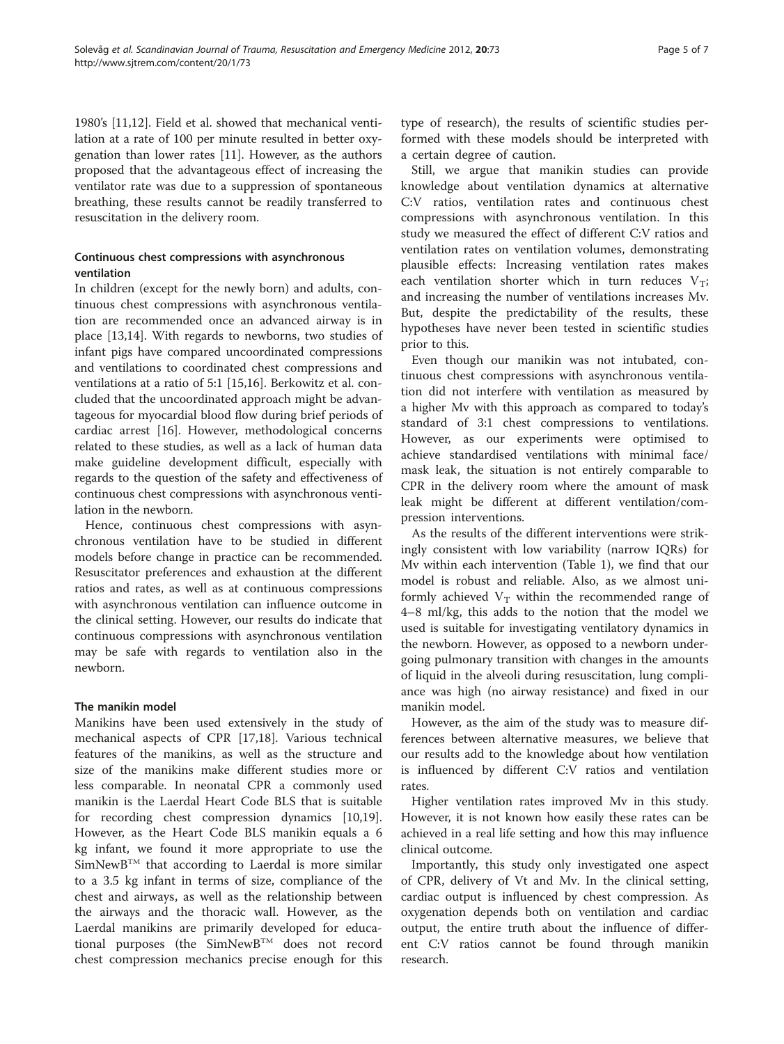1980's [11,12]. Field et al. showed that mechanical ventilation at a rate of 100 per minute resulted in better oxygenation than lower rates [11]. However, as the authors proposed that the advantageous effect of increasing the ventilator rate was due to a suppression of spontaneous breathing, these results cannot be readily transferred to resuscitation in the delivery room.

### Continuous chest compressions with asynchronous ventilation

In children (except for the newly born) and adults, continuous chest compressions with asynchronous ventilation are recommended once an advanced airway is in place [13,14]. With regards to newborns, two studies of infant pigs have compared uncoordinated compressions and ventilations to coordinated chest compressions and ventilations at a ratio of 5:1 [15,16]. Berkowitz et al. concluded that the uncoordinated approach might be advantageous for myocardial blood flow during brief periods of cardiac arrest [16]. However, methodological concerns related to these studies, as well as a lack of human data make guideline development difficult, especially with regards to the question of the safety and effectiveness of continuous chest compressions with asynchronous ventilation in the newborn.

Hence, continuous chest compressions with asynchronous ventilation have to be studied in different models before change in practice can be recommended. Resuscitator preferences and exhaustion at the different ratios and rates, as well as at continuous compressions with asynchronous ventilation can influence outcome in the clinical setting. However, our results do indicate that continuous compressions with asynchronous ventilation may be safe with regards to ventilation also in the newborn.

### The manikin model

Manikins have been used extensively in the study of mechanical aspects of CPR [17,18]. Various technical features of the manikins, as well as the structure and size of the manikins make different studies more or less comparable. In neonatal CPR a commonly used manikin is the Laerdal Heart Code BLS that is suitable for recording chest compression dynamics [10,19]. However, as the Heart Code BLS manikin equals a 6 kg infant, we found it more appropriate to use the SimNewB™ that according to Laerdal is more similar to a 3.5 kg infant in terms of size, compliance of the chest and airways, as well as the relationship between the airways and the thoracic wall. However, as the Laerdal manikins are primarily developed for educational purposes (the SimNewB™ does not record chest compression mechanics precise enough for this type of research), the results of scientific studies performed with these models should be interpreted with a certain degree of caution.

Still, we argue that manikin studies can provide knowledge about ventilation dynamics at alternative C:V ratios, ventilation rates and continuous chest compressions with asynchronous ventilation. In this study we measured the effect of different C:V ratios and ventilation rates on ventilation volumes, demonstrating plausible effects: Increasing ventilation rates makes each ventilation shorter which in turn reduces $V_T$; and increasing the number of ventilations increases Mv. But, despite the predictability of the results, these hypotheses have never been tested in scientific studies prior to this.

Even though our manikin was not intubated, continuous chest compressions with asynchronous ventilation did not interfere with ventilation as measured by a higher Mv with this approach as compared to today's standard of 3:1 chest compressions to ventilations. However, as our experiments were optimised to achieve standardised ventilations with minimal face/mask leak, the situation is not entirely comparable to CPR in the delivery room where the amount of mask leak might be different at different ventilation/compression interventions.

As the results of the different interventions were strikingly consistent with low variability (narrow IQRs) for Mv within each intervention (Table 1), we find that our model is robust and reliable. Also, as we almost uniformly achieved $V_T$ within the recommended range of 4–8 ml/kg, this adds to the notion that the model we used is suitable for investigating ventilatory dynamics in the newborn. However, as opposed to a newborn undergoing pulmonary transition with changes in the amounts of liquid in the alveoli during resuscitation, lung compliance was high (no airway resistance) and fixed in our manikin model.

However, as the aim of the study was to measure differences between alternative measures, we believe that our results add to the knowledge about how ventilation is influenced by different C:V ratios and ventilation rates.

Higher ventilation rates improved Mv in this study. However, it is not known how easily these rates can be achieved in a real life setting and how this may influence clinical outcome.

Importantly, this study only investigated one aspect of CPR, delivery of Vt and Mv. In the clinical setting, cardiac output is influenced by chest compression. As oxygenation depends both on ventilation and cardiac output, the entire truth about the influence of different C:V ratios cannot be found through manikin research.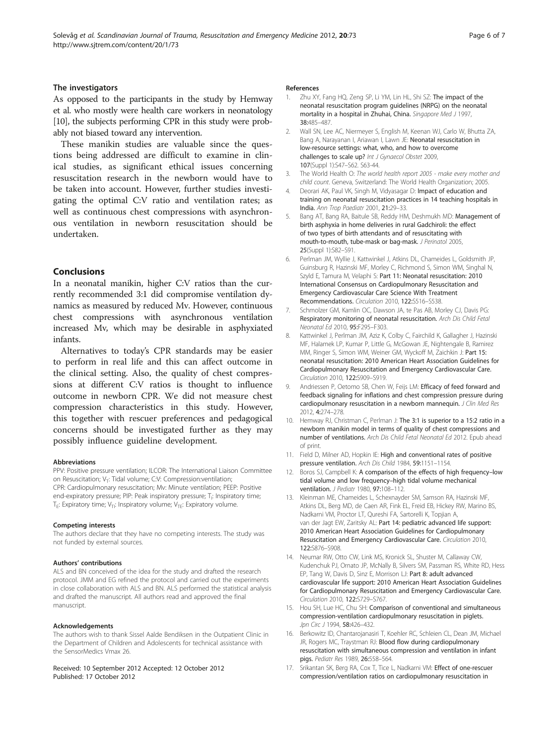### The investigators

As opposed to the participants in the study by Hemway et al. who mostly were health care workers in neonatology [10], the subjects performing CPR in this study were probably not biased toward any intervention.

These manikin studies are valuable since the questions being addressed are difficult to examine in clinical studies, as significant ethical issues concerning resuscitation research in the newborn would have to be taken into account. However, further studies investigating the optimal C:V ratio and ventilation rates; as well as continuous chest compressions with asynchronous ventilation in newborn resuscitation should be undertaken.

## Conclusions

In a neonatal manikin, higher C:V ratios than the currently recommended 3:1 did compromise ventilation dynamics as measured by reduced Mv. However, continuous chest compressions with asynchronous ventilation increased Mv, which may be desirable in asphyxiated infants.

Alternatives to today's CPR standards may be easier to perform in real life and this can affect outcome in the clinical setting. Also, the quality of chest compressions at different C:V ratios is thought to influence outcome in newborn CPR. We did not measure chest compression characteristics in this study. However, this together with rescuer preferences and pedagogical concerns should be investigated further as they may possibly influence guideline development.

#### Abbreviations

PPV: Positive pressure ventilation; ILCOR: The International Liaison Committee on Resuscitation; $V_T$: Tidal volume; C:V: Compression:ventilation; CPR: Cardiopulmonary resuscitation; Mv: Minute ventilation; PEEP: Positive end-expiratory pressure; PIP: Peak inspiratory pressure; $T_I$: Inspiratory time; $T_E$: Expiratory time; $V_{TI}$: Inspiratory volume; $V_{TE}$: Expiratory volume.

#### Competing interests

The authors declare that they have no competing interests. The study was not funded by external sources.

#### Authors' contributions

ALS and BN conceived of the idea for the study and drafted the research protocol. JMM and EG refined the protocol and carried out the experiments in close collaboration with ALS and BN. ALS performed the statistical analysis and drafted the manuscript. All authors read and approved the final manuscript.

#### Acknowledgements

The authors wish to thank Sissel Aalde Bendiksen in the Outpatient Clinic in the Department of Children and Adolescents for technical assistance with the SensorMedics Vmax 26.

Received: 10 September 2012 Accepted: 12 October 2012
Published: 17 October 2012

#### References

1. Zhu XY, Fang HQ, Zeng SP, Li YM, Lin HL, Shi SZ: **The impact of the neonatal resuscitation program guidelines (NRPG) on the neonatal mortality in a hospital in Zhuhai, China.** *Singapore Med J* 1997, **38:**485–487.
2. Wall SN, Lee AC, Niermeyer S, English M, Keenan WJ, Carlo W, Bhutta ZA, Bang A, Narayanan I, Ariawan I, Lawn JE: **Neonatal resuscitation in low-resource settings: what, who, and how to overcome challenges to scale up?** *Int J Gynaecol Obstet* 2009, **107**(Suppl 1):S47–S62. S63-44.
3. The World Health O: *The world health report 2005 - make every mother and child count*. Geneva, Switzerland: The World Health Organization; 2005.
4. Deorari AK, Paul VK, Singh M, Vidyasagar D: **Impact of education and training on neonatal resuscitation practices in 14 teaching hospitals in India.** *Ann Trop Paediatr* 2001, **21:**29–33.
5. Bang AT, Bang RA, Baitule SB, Reddy HM, Deshmukh MD: **Management of birth asphyxia in home deliveries in rural Gadchiroli: the effect of two types of birth attendants and of resuscitating with mouth-to-mouth, tube-mask or bag-mask.** *J Perinatol* 2005, **25**(Suppl 1):S82–S91.
6. Perlman JM, Wyllie J, Kattwinkel J, Atkins DL, Chameides L, Goldsmith JP, Guinsburg R, Hazinski MF, Morley C, Richmond S, Simon WM, Singhal N, Szyld E, Tamura M, Velaphi S: **Part 11: Neonatal resuscitation: 2010 International Consensus on Cardiopulmonary Resuscitation and Emergency Cardiovascular Care Science With Treatment Recommendations.** *Circulation* 2010, **122:**S516–S538.
7. Schmolzer GM, Kamlin OC, Dawson JA, te Pas AB, Morley CJ, Davis PG: **Respiratory monitoring of neonatal resuscitation.** *Arch Dis Child Fetal Neonatal Ed* 2010, **95:**F295–F303.
8. Kattwinkel J, Perlman JM, Aziz K, Colby C, Fairchild K, Gallagher J, Hazinski MF, Halamek LP, Kumar P, Little G, McGowan JE, Nightengale B, Ramirez MM, Ringer S, Simon WM, Weiner GM, Wyckoff M, Zaichkin J: **Part 15: neonatal resuscitation: 2010 American Heart Association Guidelines for Cardiopulmonary Resuscitation and Emergency Cardiovascular Care.** *Circulation* 2010, **122:**S909–S919.
9. Andriessen P, Oetomo SB, Chen W, Feijs LM: **Efficacy of feed forward and feedback signaling for inflations and chest compression pressure during cardiopulmonary resuscitation in a newborn mannequin.** *J Clin Med Res* 2012, **4:**274–278.
10. Hemway RJ, Christman C, Perlman J: **The 3:1 is superior to a 15:2 ratio in a newborn manikin model in terms of quality of chest compressions and number of ventilations.** *Arch Dis Child Fetal Neonatal Ed* 2012. Epub ahead of print.
11. Field D, Milner AD, Hopkin IE: **High and conventional rates of positive pressure ventilation.** *Arch Dis Child* 1984, **59:**1151–1154.
12. Boros SJ, Campbell K: **A comparison of the effects of high frequency–low tidal volume and low frequency–high tidal volume mechanical ventilation.** *J Pediatr* 1980, **97:**108–112.
13. Kleinman ME, Chameides L, Schexnayder SM, Samson RA, Hazinski MF, Atkins DL, Berg MD, de Caen AR, Fink EL, Freid EB, Hickey RW, Marino BS, Nadkarni VM, Proctor LT, Qureshi FA, Sartorelli K, Topjian A, van der Jagt EW, Zaritsky AL: **Part 14: pediatric advanced life support: 2010 American Heart Association Guidelines for Cardiopulmonary Resuscitation and Emergency Cardiovascular Care.** *Circulation* 2010, **122:**S876–S908.
14. Neumar RW, Otto CW, Link MS, Kronick SL, Shuster M, Callaway CW, Kudenchuk PJ, Ornato JP, McNally B, Silvers SM, Passman RS, White RD, Hess EP, Tang W, Davis D, Sinz E, Morrison LJ: **Part 8: adult advanced cardiovascular life support: 2010 American Heart Association Guidelines for Cardiopulmonary Resuscitation and Emergency Cardiovascular Care.** *Circulation* 2010, **122:**S729–S767.
15. Hou SH, Lue HC, Chu SH: **Comparison of conventional and simultaneous compression-ventilation cardiopulmonary resuscitation in piglets.** *Jpn Circ J* 1994, **58:**426–432.
16. Berkowitz ID, Chantarojanasiri T, Koehler RC, Schleien CL, Dean JM, Michael JR, Rogers MC, Traystman RJ: **Blood flow during cardiopulmonary resuscitation with simultaneous compression and ventilation in infant pigs.** *Pediatr Res* 1989, **26:**558–564.
17. Srikantan SK, Berg RA, Cox T, Tice L, Nadkarni VM: **Effect of one-rescuer compression/ventilation ratios on cardiopulmonary resuscitation in**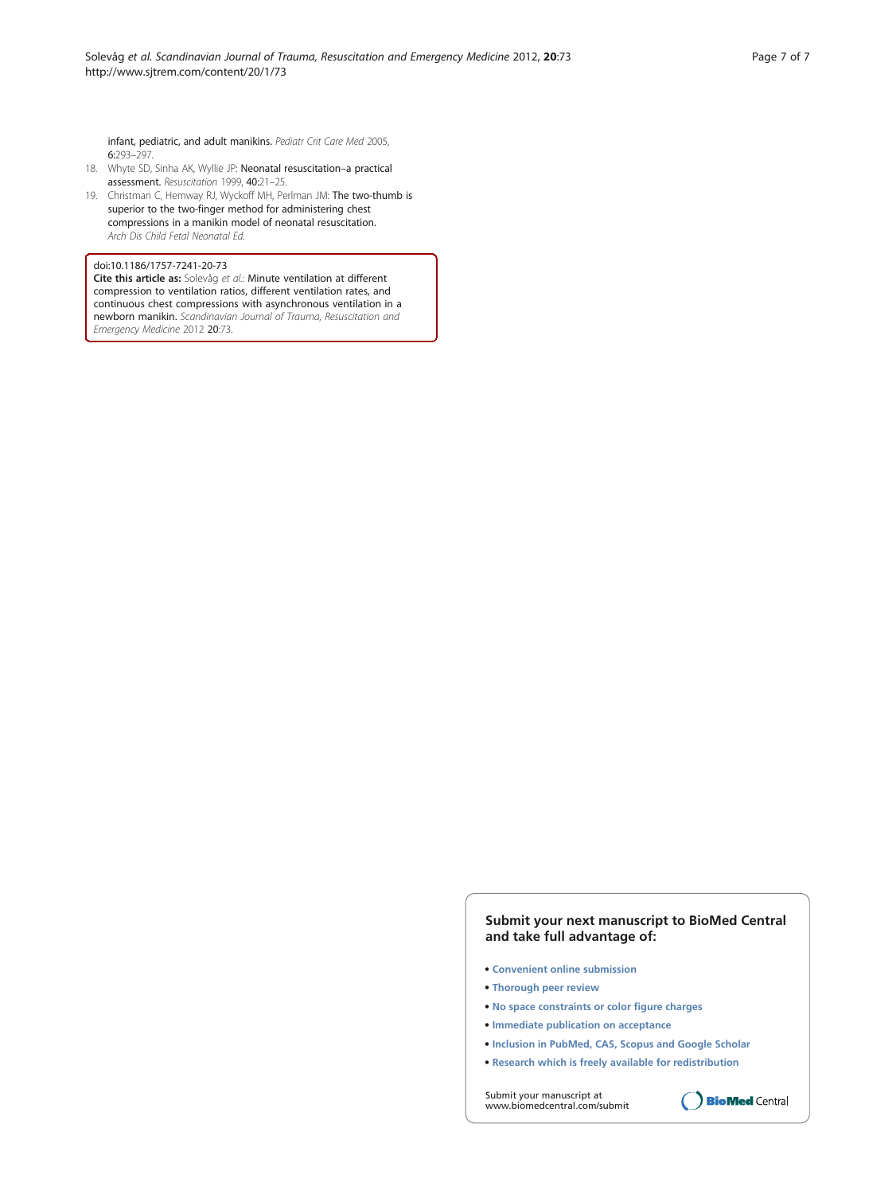infant, pediatric, and adult manikins. *Pediatr Crit Care Med* 2005, **6**:293–297.

18. Whyte SD, Sinha AK, Wyllie JP: **Neonatal resuscitation–a practical assessment.** *Resuscitation* 1999, **40**:21–25.
19. Christman C, Hemway RJ, Wyckoff MH, Perlman JM: **The two-thumb is superior to the two-finger method for administering chest compressions in a manikin model of neonatal resuscitation.** *Arch Dis Child Fetal Neonatal Ed.*

doi:10.1186/1757-7241-20-73

**Cite this article as:** Solevåg *et al.*: Minute ventilation at different compression to ventilation ratios, different ventilation rates, and continuous chest compressions with asynchronous ventilation in a newborn manikin. *Scandinavian Journal of Trauma, Resuscitation and Emergency Medicine* 2012 **20**:73.

**Submit your next manuscript to BioMed Central and take full advantage of:**

- **Convenient online submission**
- **Thorough peer review**
- **No space constraints or color figure charges**
- **Immediate publication on acceptance**
- **Inclusion in PubMed, CAS, Scopus and Google Scholar**
- **Research which is freely available for redistribution**

Submit your manuscript at www.biomedcentral.com/submit

BioMed Central